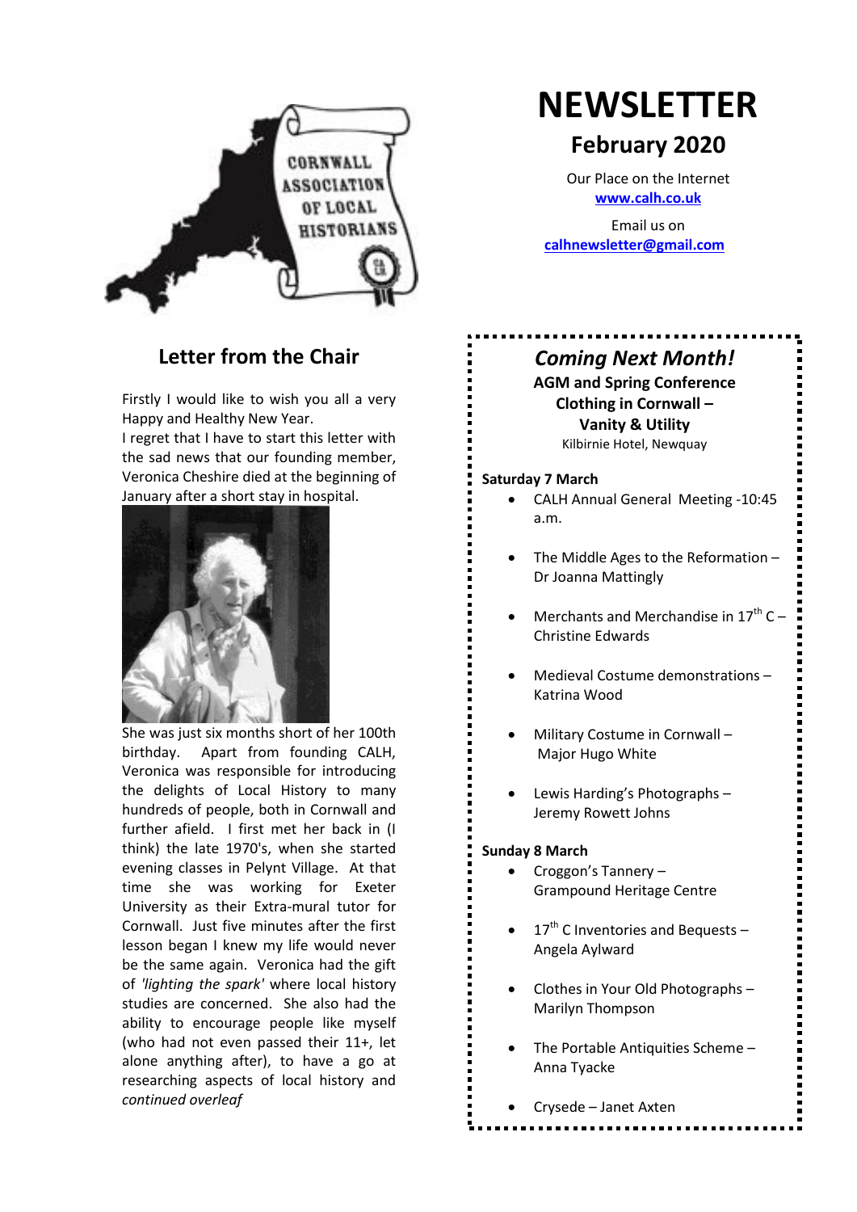# NEWSLETTER

## February 2020

Our Place on the Internet
**www.calh.co.uk**

Email us on
**calhnewsletter@gmail.com**

## Letter from the Chair

Firstly I would like to wish you all a very Happy and Healthy New Year.
I regret that I have to start this letter with the sad news that our founding member, Veronica Cheshire died at the beginning of January after a short stay in hospital.

She was just six months short of her 100th birthday. Apart from founding CALH, Veronica was responsible for introducing the delights of Local History to many hundreds of people, both in Cornwall and further afield. I first met her back in (I think) the late 1970's, when she started evening classes in Pelynt Village. At that time she was working for Exeter University as their Extra-mural tutor for Cornwall. Just five minutes after the first lesson began I knew my life would never be the same again. Veronica had the gift of *'lighting the spark'* where local history studies are concerned. She also had the ability to encourage people like myself (who had not even passed their 11+, let alone anything after), to have a go at researching aspects of local history and *continued overleaf*

## *Coming Next Month!*

**AGM and Spring Conference**
**Clothing in Cornwall – Vanity & Utility**
Kilbirnie Hotel, Newquay

**Saturday 7 March**

- CALH Annual General Meeting -10:45 a.m.
- The Middle Ages to the Reformation – Dr Joanna Mattingly
- Merchants and Merchandise in 17th C – Christine Edwards
- Medieval Costume demonstrations – Katrina Wood
- Military Costume in Cornwall – Major Hugo White
- Lewis Harding's Photographs – Jeremy Rowett Johns

**Sunday 8 March**

- Croggon's Tannery – Grampound Heritage Centre
- 17th C Inventories and Bequests – Angela Aylward
- Clothes in Your Old Photographs – Marilyn Thompson
- The Portable Antiquities Scheme – Anna Tyacke
- Crysede – Janet Axten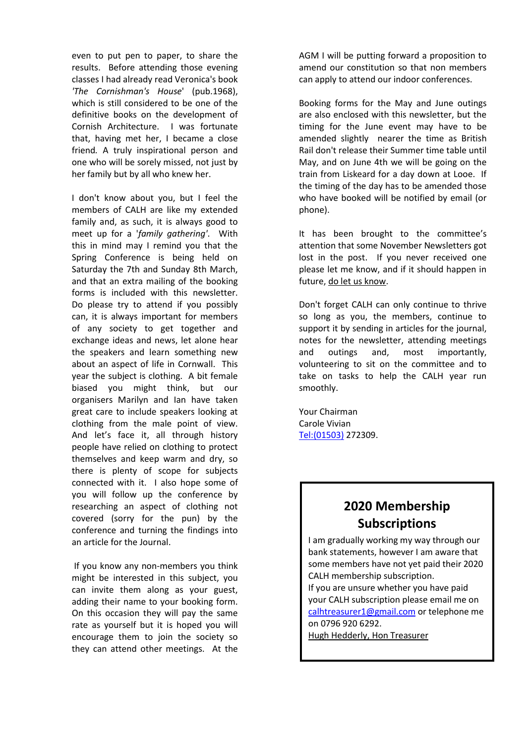even to put pen to paper, to share the results. Before attending those evening classes I had already read Veronica's book *'The Cornishman's House'* (pub.1968), which is still considered to be one of the definitive books on the development of Cornish Architecture. I was fortunate that, having met her, I became a close friend. A truly inspirational person and one who will be sorely missed, not just by her family but by all who knew her.

I don't know about you, but I feel the members of CALH are like my extended family and, as such, it is always good to meet up for a '*family gathering'*. With this in mind may I remind you that the Spring Conference is being held on Saturday the 7th and Sunday 8th March, and that an extra mailing of the booking forms is included with this newsletter. Do please try to attend if you possibly can, it is always important for members of any society to get together and exchange ideas and news, let alone hear the speakers and learn something new about an aspect of life in Cornwall. This year the subject is clothing. A bit female biased you might think, but our organisers Marilyn and Ian have taken great care to include speakers looking at clothing from the male point of view. And let's face it, all through history people have relied on clothing to protect themselves and keep warm and dry, so there is plenty of scope for subjects connected with it. I also hope some of you will follow up the conference by researching an aspect of clothing not covered (sorry for the pun) by the conference and turning the findings into an article for the Journal.

If you know any non-members you think might be interested in this subject, you can invite them along as your guest, adding their name to your booking form. On this occasion they will pay the same rate as yourself but it is hoped you will encourage them to join the society so they can attend other meetings. At the AGM I will be putting forward a proposition to amend our constitution so that non members can apply to attend our indoor conferences.

Booking forms for the May and June outings are also enclosed with this newsletter, but the timing for the June event may have to be amended slightly nearer the time as British Rail don't release their Summer time table until May, and on June 4th we will be going on the train from Liskeard for a day down at Looe. If the timing of the day has to be amended those who have booked will be notified by email (or phone).

It has been brought to the committee's attention that some November Newsletters got lost in the post. If you never received one please let me know, and if it should happen in future, do let us know.

Don't forget CALH can only continue to thrive so long as you, the members, continue to support it by sending in articles for the journal, notes for the newsletter, attending meetings and outings and, most importantly, volunteering to sit on the committee and to take on tasks to help the CALH year run smoothly.

Your Chairman
Carole Vivian
Tel:(01503) 272309.

## 2020 Membership Subscriptions

I am gradually working my way through our bank statements, however I am aware that some members have not yet paid their 2020 CALH membership subscription.
If you are unsure whether you have paid your CALH subscription please email me on calhtreasurer1@gmail.com or telephone me on 0796 920 6292.
Hugh Hedderly, Hon Treasurer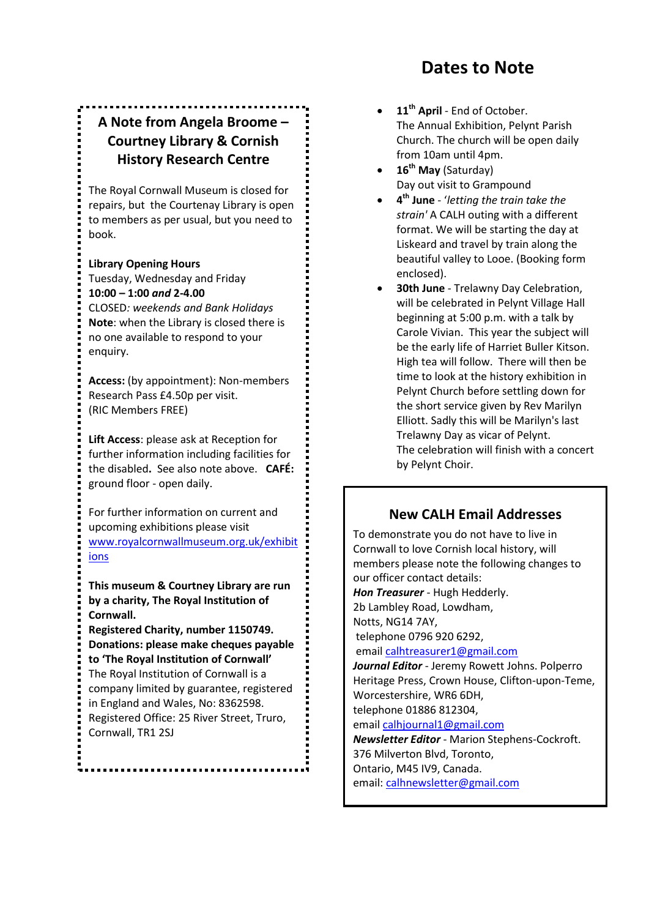# Dates to Note

## A Note from Angela Broome – Courtney Library & Cornish History Research Centre

The Royal Cornwall Museum is closed for repairs, but the Courtenay Library is open to members as per usual, but you need to book.

**Library Opening Hours**
Tuesday, Wednesday and Friday
**10:00 – 1:00 *and* 2-4.00**
CLOSED*: weekends and Bank Holidays*
**Note**: when the Library is closed there is no one available to respond to your enquiry.

**Access:** (by appointment): Non-members Research Pass £4.50p per visit.
(RIC Members FREE)

**Lift Access**: please ask at Reception for further information including facilities for the disabled**.** See also note above. **CAFÉ:** ground floor - open daily.

For further information on current and upcoming exhibitions please visit www.royalcornwallmuseum.org.uk/exhibitions

**This museum & Courtney Library are run by a charity, The Royal Institution of Cornwall.**
**Registered Charity, number 1150749.**
**Donations: please make cheques payable to 'The Royal Institution of Cornwall'**
The Royal Institution of Cornwall is a company limited by guarantee, registered in England and Wales, No: 8362598.
Registered Office: 25 River Street, Truro, Cornwall, TR1 2SJ

- **11th April** - End of October.
  The Annual Exhibition, Pelynt Parish Church. The church will be open daily from 10am until 4pm.
- **16th May** (Saturday)
  Day out visit to Grampound
- **4th June** - '*letting the train take the strain'* A CALH outing with a different format. We will be starting the day at Liskeard and travel by train along the beautiful valley to Looe. (Booking form enclosed).
- **30th June** - Trelawny Day Celebration, will be celebrated in Pelynt Village Hall beginning at 5:00 p.m. with a talk by Carole Vivian. This year the subject will be the early life of Harriet Buller Kitson. High tea will follow. There will then be time to look at the history exhibition in Pelynt Church before settling down for the short service given by Rev Marilyn Elliott. Sadly this will be Marilyn's last Trelawny Day as vicar of Pelynt.
  The celebration will finish with a concert by Pelynt Choir.

## New CALH Email Addresses

To demonstrate you do not have to live in Cornwall to love Cornish local history, will members please note the following changes to our officer contact details:
***Hon Treasurer*** - Hugh Hedderly.
2b Lambley Road, Lowdham,
Notts, NG14 7AY,
telephone 0796 920 6292,
email calhtreasurer1@gmail.com
***Journal Editor*** - Jeremy Rowett Johns. Polperro Heritage Press, Crown House, Clifton-upon-Teme, Worcestershire, WR6 6DH,
telephone 01886 812304,
email calhjournal1@gmail.com
***Newsletter Editor*** - Marion Stephens-Cockroft.
376 Milverton Blvd, Toronto,
Ontario, M45 IV9, Canada.
email: calhnewsletter@gmail.com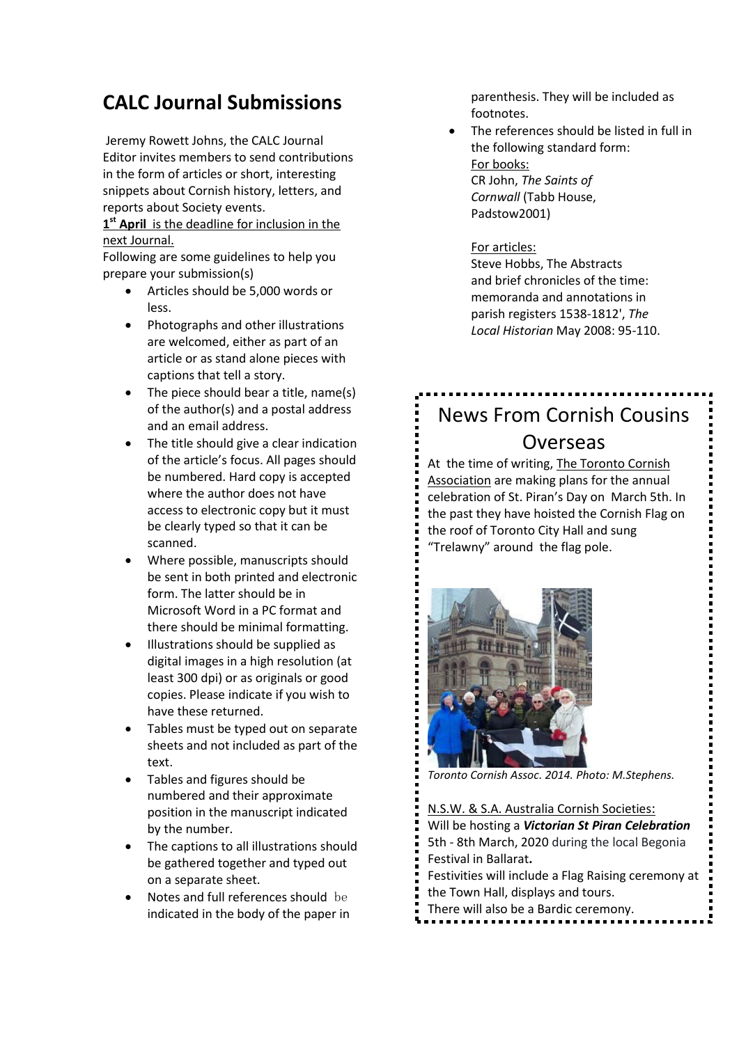## CALC Journal Submissions

Jeremy Rowett Johns, the CALC Journal Editor invites members to send contributions in the form of articles or short, interesting snippets about Cornish history, letters, and reports about Society events.

**1st April** is the deadline for inclusion in the next Journal.

Following are some guidelines to help you prepare your submission(s)

- Articles should be 5,000 words or less.
- Photographs and other illustrations are welcomed, either as part of an article or as stand alone pieces with captions that tell a story.
- The piece should bear a title, name(s) of the author(s) and a postal address and an email address.
- The title should give a clear indication of the article's focus. All pages should be numbered. Hard copy is accepted where the author does not have access to electronic copy but it must be clearly typed so that it can be scanned.
- Where possible, manuscripts should be sent in both printed and electronic form. The latter should be in Microsoft Word in a PC format and there should be minimal formatting.
- Illustrations should be supplied as digital images in a high resolution (at least 300 dpi) or as originals or good copies. Please indicate if you wish to have these returned.
- Tables must be typed out on separate sheets and not included as part of the text.
- Tables and figures should be numbered and their approximate position in the manuscript indicated by the number.
- The captions to all illustrations should be gathered together and typed out on a separate sheet.
- Notes and full references should be indicated in the body of the paper in parenthesis. They will be included as footnotes.
- The references should be listed in full in the following standard form:

  For books:
  CR John, *The Saints of Cornwall* (Tabb House, Padstow2001)

  For articles:
  Steve Hobbs, The Abstracts and brief chronicles of the time: memoranda and annotations in parish registers 1538-1812', *The Local Historian* May 2008: 95-110.

## News From Cornish Cousins Overseas

At the time of writing, The Toronto Cornish Association are making plans for the annual celebration of St. Piran's Day on March 5th. In the past they have hoisted the Cornish Flag on the roof of Toronto City Hall and sung "Trelawny" around the flag pole.

*Toronto Cornish Assoc. 2014. Photo: M.Stephens.*

N.S.W. & S.A. Australia Cornish Societies:
Will be hosting a ***Victorian St Piran Celebration*** 5th - 8th March, 2020 during the local Begonia Festival in Ballarat.
Festivities will include a Flag Raising ceremony at the Town Hall, displays and tours.
There will also be a Bardic ceremony.